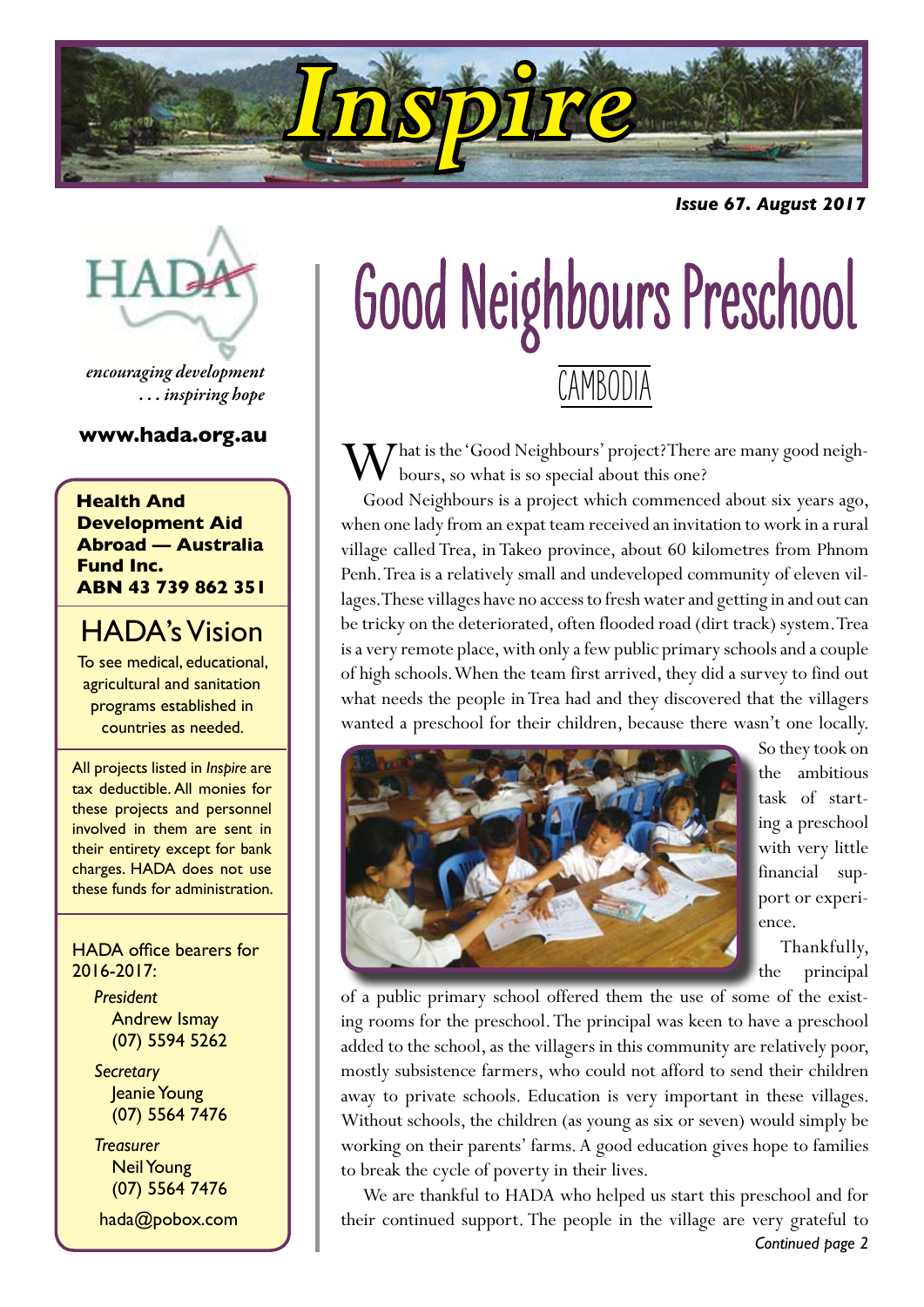# Inspire

*Issue 67. August 2017*

HADA

*encouraging development*
*. . . inspiring hope*

**www.hada.org.au**

**Health And Development Aid Abroad — Australia Fund Inc.**
**ABN 43 739 862 351**

## HADA's Vision

To see medical, educational, agricultural and sanitation programs established in countries as needed.

All projects listed in *Inspire* are tax deductible. All monies for these projects and personnel involved in them are sent in their entirety except for bank charges. HADA does not use these funds for administration.

HADA office bearers for 2016-2017:

*President*
Andrew Ismay
(07) 5594 5262

*Secretary*
Jeanie Young
(07) 5564 7476

*Treasurer*
Neil Young
(07) 5564 7476

hada@pobox.com

# Good Neighbours Preschool

## CAMBODIA

What is the 'Good Neighbours' project? There are many good neighbours, so what is so special about this one?

Good Neighbours is a project which commenced about six years ago, when one lady from an expat team received an invitation to work in a rural village called Trea, in Takeo province, about 60 kilometres from Phnom Penh. Trea is a relatively small and undeveloped community of eleven villages. These villages have no access to fresh water and getting in and out can be tricky on the deteriorated, often flooded road (dirt track) system. Trea is a very remote place, with only a few public primary schools and a couple of high schools. When the team first arrived, they did a survey to find out what needs the people in Trea had and they discovered that the villagers wanted a preschool for their children, because there wasn't one locally. So they took on the ambitious task of starting a preschool with very little financial support or experience.

Thankfully, the principal of a public primary school offered them the use of some of the existing rooms for the preschool. The principal was keen to have a preschool added to the school, as the villagers in this community are relatively poor, mostly subsistence farmers, who could not afford to send their children away to private schools. Education is very important in these villages. Without schools, the children (as young as six or seven) would simply be working on their parents' farms. A good education gives hope to families to break the cycle of poverty in their lives.

We are thankful to HADA who helped us start this preschool and for their continued support. The people in the village are very grateful to

*Continued page 2*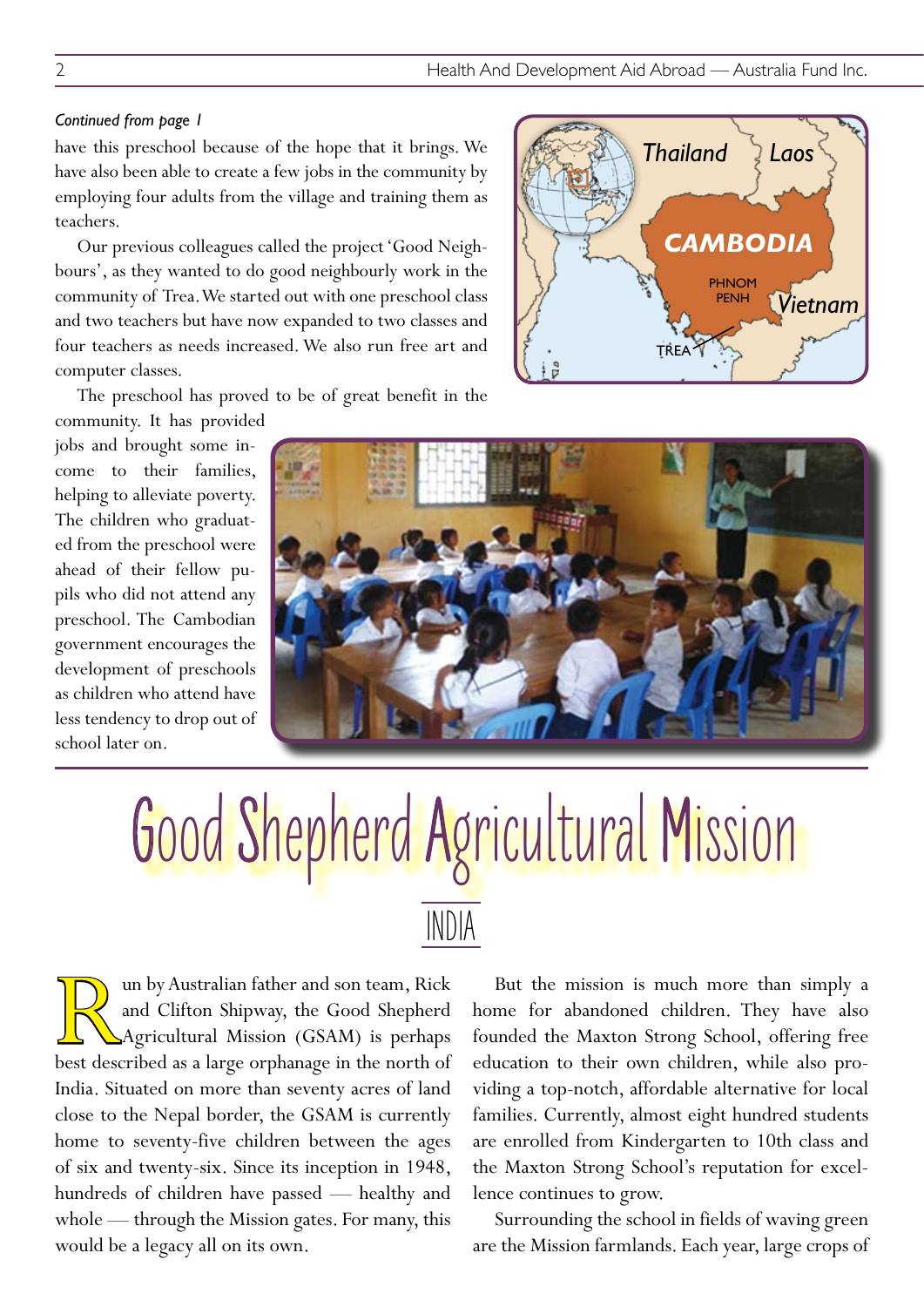*Continued from page 1*

have this preschool because of the hope that it brings. We have also been able to create a few jobs in the community by employing four adults from the village and training them as teachers.

Our previous colleagues called the project 'Good Neighbours', as they wanted to do good neighbourly work in the community of Trea. We started out with one preschool class and two teachers but have now expanded to two classes and four teachers as needs increased. We also run free art and computer classes.

The preschool has proved to be of great benefit in the community. It has provided jobs and brought some income to their families, helping to alleviate poverty. The children who graduated from the preschool were ahead of their fellow pupils who did not attend any preschool. The Cambodian government encourages the development of preschools as children who attend have less tendency to drop out of school later on.

# Good Shepherd Agricultural Mission

## INDIA

Run by Australian father and son team, Rick and Clifton Shipway, the Good Shepherd Agricultural Mission (GSAM) is perhaps best described as a large orphanage in the north of India. Situated on more than seventy acres of land close to the Nepal border, the GSAM is currently home to seventy-five children between the ages of six and twenty-six. Since its inception in 1948, hundreds of children have passed — healthy and whole — through the Mission gates. For many, this would be a legacy all on its own.

But the mission is much more than simply a home for abandoned children. They have also founded the Maxton Strong School, offering free education to their own children, while also providing a top-notch, affordable alternative for local families. Currently, almost eight hundred students are enrolled from Kindergarten to 10th class and the Maxton Strong School's reputation for excellence continues to grow.

Surrounding the school in fields of waving green are the Mission farmlands. Each year, large crops of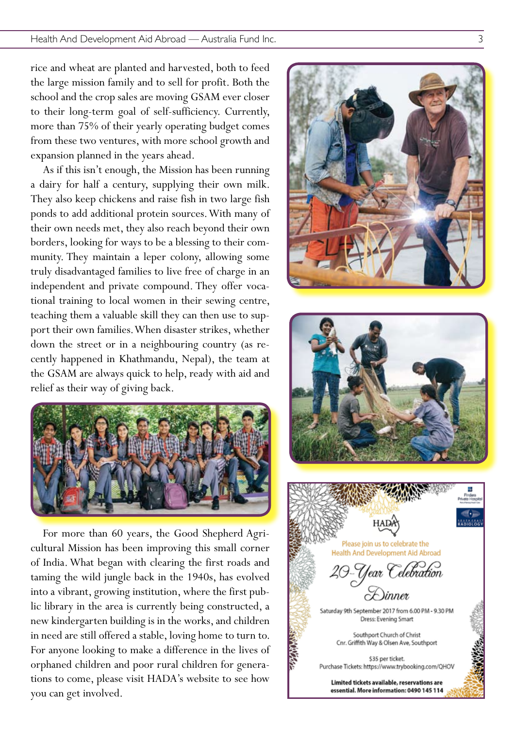rice and wheat are planted and harvested, both to feed the large mission family and to sell for profit. Both the school and the crop sales are moving GSAM ever closer to their long-term goal of self-sufficiency. Currently, more than 75% of their yearly operating budget comes from these two ventures, with more school growth and expansion planned in the years ahead.

As if this isn't enough, the Mission has been running a dairy for half a century, supplying their own milk. They also keep chickens and raise fish in two large fish ponds to add additional protein sources. With many of their own needs met, they also reach beyond their own borders, looking for ways to be a blessing to their community. They maintain a leper colony, allowing some truly disadvantaged families to live free of charge in an independent and private compound. They offer vocational training to local women in their sewing centre, teaching them a valuable skill they can then use to support their own families. When disaster strikes, whether down the street or in a neighbouring country (as recently happened in Khathmandu, Nepal), the team at the GSAM are always quick to help, ready with aid and relief as their way of giving back.

For more than 60 years, the Good Shepherd Agricultural Mission has been improving this small corner of India. What began with clearing the first roads and taming the wild jungle back in the 1940s, has evolved into a vibrant, growing institution, where the first public library in the area is currently being constructed, a new kindergarten building is in the works, and children in need are still offered a stable, loving home to turn to. For anyone looking to make a difference in the lives of orphaned children and poor rural children for generations to come, please visit HADA's website to see how you can get involved.

HADA

Please join us to celebrate the Health And Development Aid Abroad

*20-Year Celebration Dinner*

Saturday 9th September 2017 from 6.00 PM - 9.30 PM
Dress: Evening Smart

Southport Church of Christ
Cnr. Griffith Way & Olsen Ave, Southport

$35 per ticket.
Purchase Tickets: https://www.trybooking.com/QHOV

**Limited tickets available, reservations are essential. More information: 0490 145 114**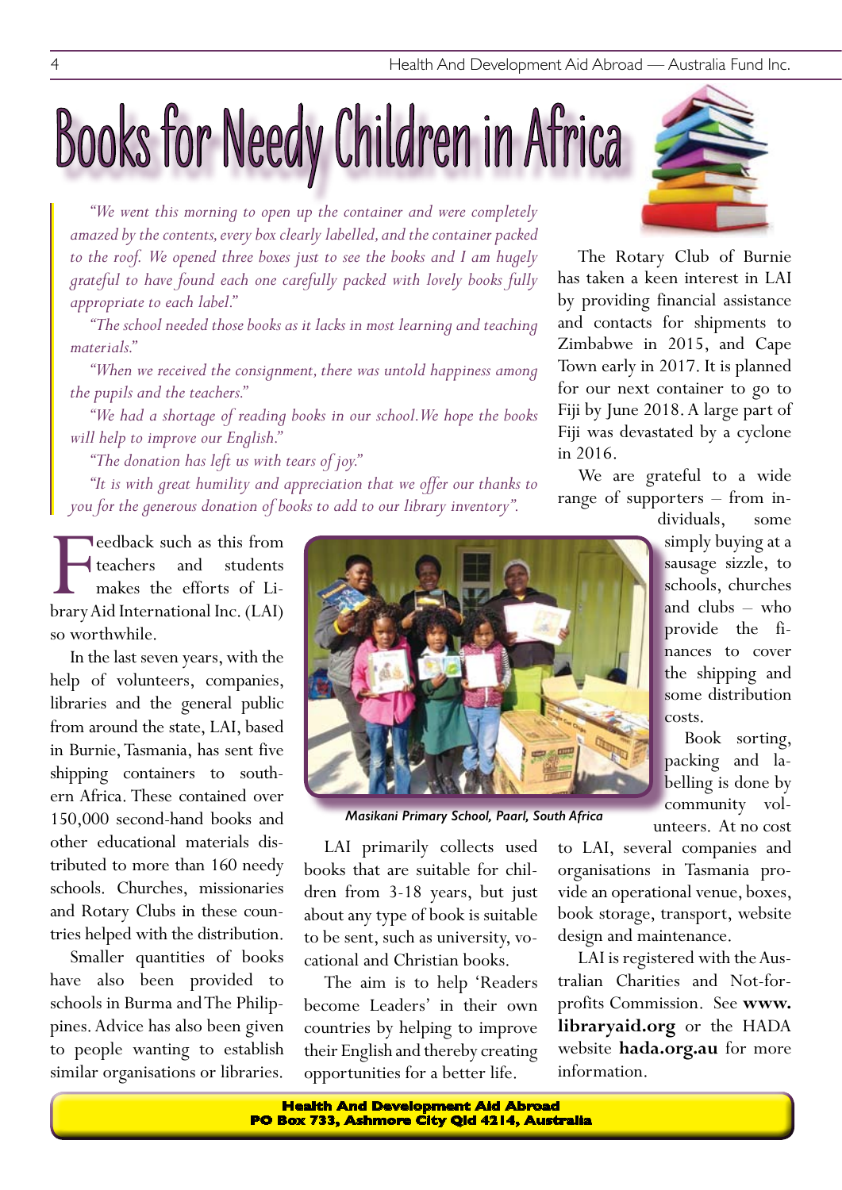# Books for Needy Children in Africa

*"We went this morning to open up the container and were completely amazed by the contents, every box clearly labelled, and the container packed to the roof. We opened three boxes just to see the books and I am hugely grateful to have found each one carefully packed with lovely books fully appropriate to each label."*

*"The school needed those books as it lacks in most learning and teaching materials."*

*"When we received the consignment, there was untold happiness among the pupils and the teachers."*

*"We had a shortage of reading books in our school. We hope the books will help to improve our English."*

*"The donation has left us with tears of joy."*

*"It is with great humility and appreciation that we offer our thanks to you for the generous donation of books to add to our library inventory".*

Feedback such as this from teachers and students makes the efforts of Library Aid International Inc. (LAI) so worthwhile.

In the last seven years, with the help of volunteers, companies, libraries and the general public from around the state, LAI, based in Burnie, Tasmania, has sent five shipping containers to southern Africa. These contained over 150,000 second-hand books and other educational materials distributed to more than 160 needy schools. Churches, missionaries and Rotary Clubs in these countries helped with the distribution.

Smaller quantities of books have also been provided to schools in Burma and The Philippines. Advice has also been given to people wanting to establish similar organisations or libraries.

*Masikani Primary School, Paarl, South Africa*

LAI primarily collects used books that are suitable for children from 3-18 years, but just about any type of book is suitable to be sent, such as university, vocational and Christian books.

The aim is to help 'Readers become Leaders' in their own countries by helping to improve their English and thereby creating opportunities for a better life.

The Rotary Club of Burnie has taken a keen interest in LAI by providing financial assistance and contacts for shipments to Zimbabwe in 2015, and Cape Town early in 2017. It is planned for our next container to go to Fiji by June 2018. A large part of Fiji was devastated by a cyclone in 2016.

We are grateful to a wide range of supporters – from individuals, some simply buying at a sausage sizzle, to schools, churches and clubs – who provide the finances to cover the shipping and some distribution costs.

Book sorting, packing and labelling is done by community volunteers. At no cost to LAI, several companies and organisations in Tasmania provide an operational venue, boxes, book storage, transport, website design and maintenance.

LAI is registered with the Australian Charities and Not-for-profits Commission. See **www.libraryaid.org** or the HADA website **hada.org.au** for more information.

**Health And Development Aid Abroad**
**PO Box 733, Ashmore City Qld 4214, Australia**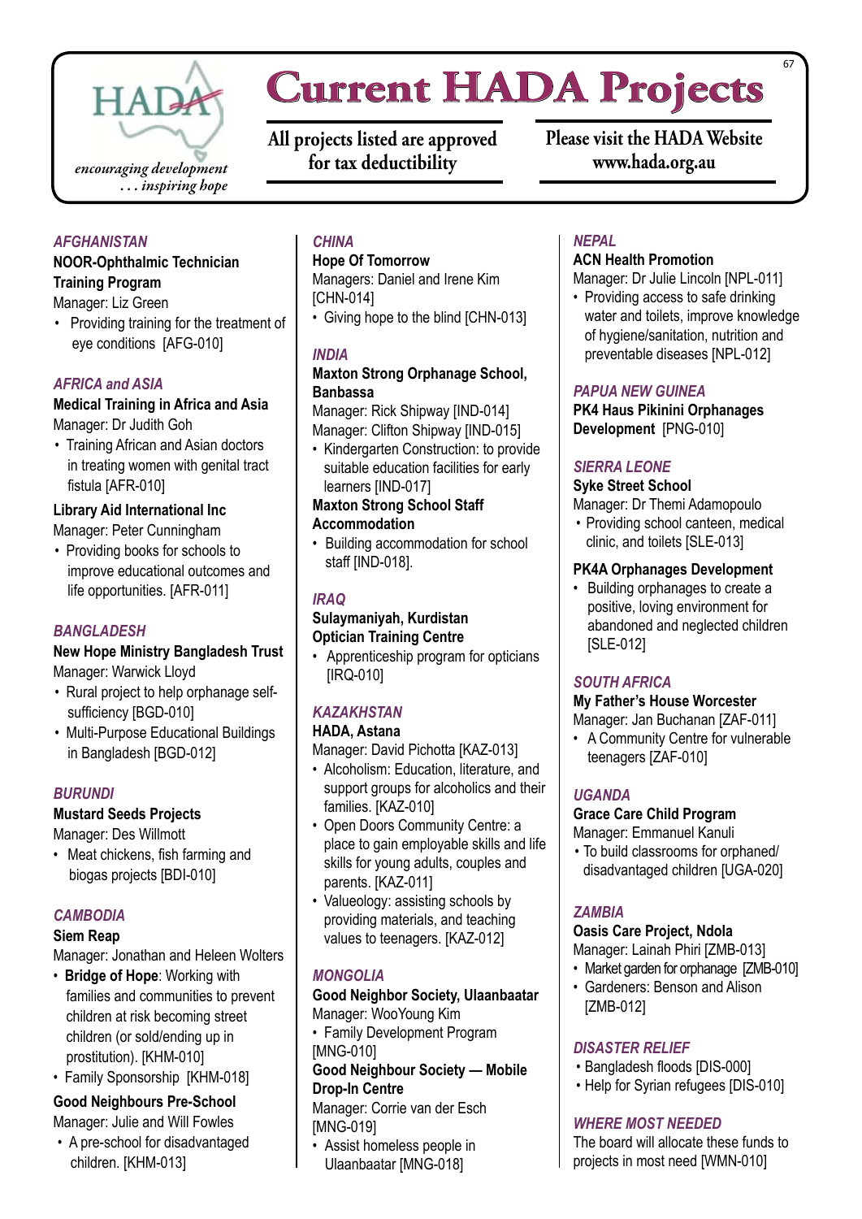# Current HADA Projects

HADA — *encouraging development . . . inspiring hope*

**All projects listed are approved for tax deductibility**

**Please visit the HADA Website www.hada.org.au**

## *AFGHANISTAN*

**NOOR-Ophthalmic Technician Training Program**
Manager: Liz Green

- Providing training for the treatment of eye conditions [AFG-010]

## *AFRICA and ASIA*

**Medical Training in Africa and Asia**
Manager: Dr Judith Goh

- Training African and Asian doctors in treating women with genital tract fistula [AFR-010]

**Library Aid International Inc**
Manager: Peter Cunningham

- Providing books for schools to improve educational outcomes and life opportunities. [AFR-011]

## *BANGLADESH*

**New Hope Ministry Bangladesh Trust**
Manager: Warwick Lloyd

- Rural project to help orphanage self-sufficiency [BGD-010]
- Multi-Purpose Educational Buildings in Bangladesh [BGD-012]

## *BURUNDI*

**Mustard Seeds Projects**
Manager: Des Willmott

- Meat chickens, fish farming and biogas projects [BDI-010]

## *CAMBODIA*

**Siem Reap**
Manager: Jonathan and Heleen Wolters

- **Bridge of Hope**: Working with families and communities to prevent children at risk becoming street children (or sold/ending up in prostitution). [KHM-010]
- Family Sponsorship [KHM-018]

**Good Neighbours Pre-School**
Manager: Julie and Will Fowles

- A pre-school for disadvantaged children. [KHM-013]

## *CHINA*

**Hope Of Tomorrow**
Managers: Daniel and Irene Kim [CHN-014]

- Giving hope to the blind [CHN-013]

## *INDIA*

**Maxton Strong Orphanage School, Banbassa**
Manager: Rick Shipway [IND-014]
Manager: Clifton Shipway [IND-015]

- Kindergarten Construction: to provide suitable education facilities for early learners [IND-017]

**Maxton Strong School Staff Accommodation**

- Building accommodation for school staff [IND-018].

## *IRAQ*

**Sulaymaniyah, Kurdistan Optician Training Centre**

- Apprenticeship program for opticians [IRQ-010]

## *KAZAKHSTAN*

**HADA, Astana**
Manager: David Pichotta [KAZ-013]

- Alcoholism: Education, literature, and support groups for alcoholics and their families. [KAZ-010]
- Open Doors Community Centre: a place to gain employable skills and life skills for young adults, couples and parents. [KAZ-011]
- Valueology: assisting schools by providing materials, and teaching values to teenagers. [KAZ-012]

## *MONGOLIA*

**Good Neighbor Society, Ulaanbaatar**
Manager: WooYoung Kim

- Family Development Program [MNG-010]

**Good Neighbour Society — Mobile Drop-In Centre**
Manager: Corrie van der Esch [MNG-019]

- Assist homeless people in Ulaanbaatar [MNG-018]

## *NEPAL*

**ACN Health Promotion**
Manager: Dr Julie Lincoln [NPL-011]

- Providing access to safe drinking water and toilets, improve knowledge of hygiene/sanitation, nutrition and preventable diseases [NPL-012]

## *PAPUA NEW GUINEA*

**PK4 Haus Pikinini Orphanages Development** [PNG-010]

## *SIERRA LEONE*

**Syke Street School**
Manager: Dr Themi Adamopoulo

- Providing school canteen, medical clinic, and toilets [SLE-013]

**PK4A Orphanages Development**

- Building orphanages to create a positive, loving environment for abandoned and neglected children [SLE-012]

## *SOUTH AFRICA*

**My Father's House Worcester**
Manager: Jan Buchanan [ZAF-011]

- A Community Centre for vulnerable teenagers [ZAF-010]

## *UGANDA*

**Grace Care Child Program**
Manager: Emmanuel Kanuli

- To build classrooms for orphaned/ disadvantaged children [UGA-020]

## *ZAMBIA*

**Oasis Care Project, Ndola**
Manager: Lainah Phiri [ZMB-013]

- Market garden for orphanage [ZMB-010]
- Gardeners: Benson and Alison [ZMB-012]

## *DISASTER RELIEF*

- Bangladesh floods [DIS-000]
- Help for Syrian refugees [DIS-010]

## *WHERE MOST NEEDED*

The board will allocate these funds to projects in most need [WMN-010]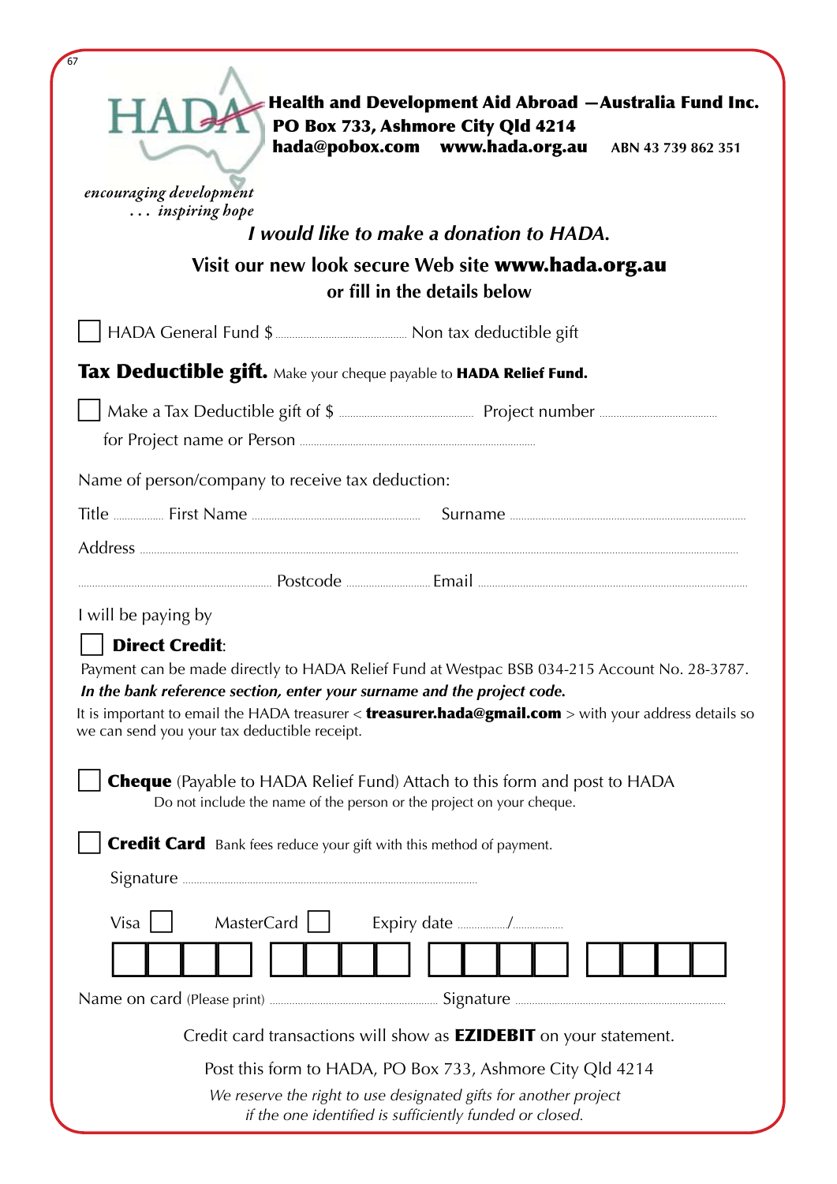HADA

*encouraging development ... inspiring hope*

**Health and Development Aid Abroad —Australia Fund Inc.**
**PO Box 733, Ashmore City Qld 4214**
**hada@pobox.com www.hada.org.au** ABN 43 739 862 351

## *I would like to make a donation to HADA.*

**Visit our new look secure Web site www.hada.org.au**
**or fill in the details below**

☐ HADA General Fund $ .................... Non tax deductible gift

**Tax Deductible gift.** Make your cheque payable to **HADA Relief Fund.**

☐ Make a Tax Deductible gift of $ .................... Project number ....................
for Project name or Person ....................

Name of person/company to receive tax deduction:

Title .......... First Name .................... Surname ....................

Address ....................

.................... Postcode .......... Email ....................

I will be paying by

☐ **Direct Credit**:
Payment can be made directly to HADA Relief Fund at Westpac BSB 034-215 Account No. 28-3787.
***In the bank reference section, enter your surname and the project code.***
It is important to email the HADA treasurer < **treasurer.hada@gmail.com** > with your address details so we can send you your tax deductible receipt.

☐ **Cheque** (Payable to HADA Relief Fund) Attach to this form and post to HADA
Do not include the name of the person or the project on your cheque.

☐ **Credit Card** Bank fees reduce your gift with this method of payment.

Signature ....................

Visa ☐ MasterCard ☐ Expiry date ........../..........

☐☐☐☐ ☐☐☐☐ ☐☐☐☐ ☐☐☐☐

Name on card (Please print) .................... Signature ....................

Credit card transactions will show as **EZIDEBIT** on your statement.

Post this form to HADA, PO Box 733, Ashmore City Qld 4214

*We reserve the right to use designated gifts for another project if the one identified is sufficiently funded or closed.*